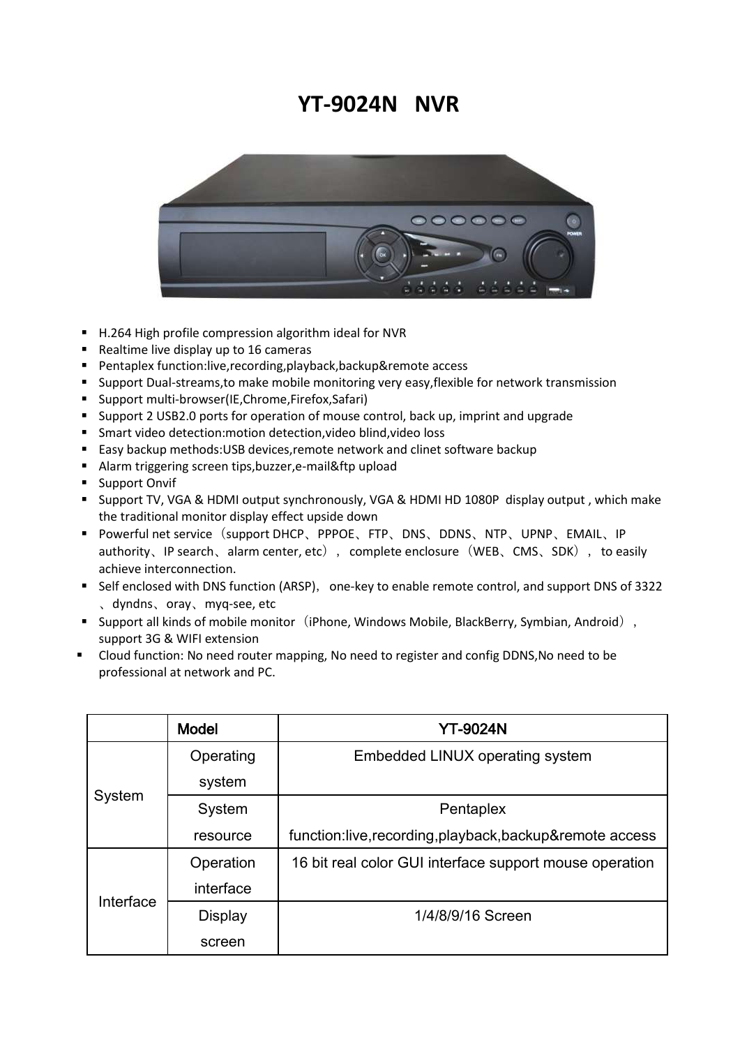# YT-9024N NVR

- H.264 High profile compression algorithm ideal for NVR
- Realtime live display up to 16 cameras
- Pentaplex function:live,recording,playback,backup&remote access
- Support Dual-streams,to make mobile monitoring very easy,flexible for network transmission
- Support multi-browser(IE,Chrome,Firefox,Safari)
- Support 2 USB2.0 ports for operation of mouse control, back up, imprint and upgrade
- Smart video detection:motion detection,video blind,video loss
- Easy backup methods:USB devices,remote network and clinet software backup
- Alarm triggering screen tips,buzzer,e-mail&ftp upload
- Support Onvif
- Support TV, VGA & HDMI output synchronously, VGA & HDMI HD 1080P display output , which make the traditional monitor display effect upside down
- Powerful net service（support DHCP、PPPOE、FTP、DNS、DDNS、NTP、UPNP、EMAIL、IP authority、IP search、alarm center, etc）, complete enclosure（WEB、CMS、SDK）, to easily achieve interconnection.
- Self enclosed with DNS function (ARSP), one-key to enable remote control, and support DNS of 3322、dyndns、oray、myq-see, etc
- Support all kinds of mobile monitor（iPhone, Windows Mobile, BlackBerry, Symbian, Android）, support 3G & WIFI extension
- Cloud function: No need router mapping, No need to register and config DDNS,No need to be professional at network and PC.

| | Model | YT-9024N |
|---|---|---|
| System | Operating system | Embedded LINUX operating system |
| | System resource | Pentaplex function:live,recording,playback,backup&remote access |
| Interface | Operation interface | 16 bit real color GUI interface support mouse operation |
| | Display screen | 1/4/8/9/16 Screen |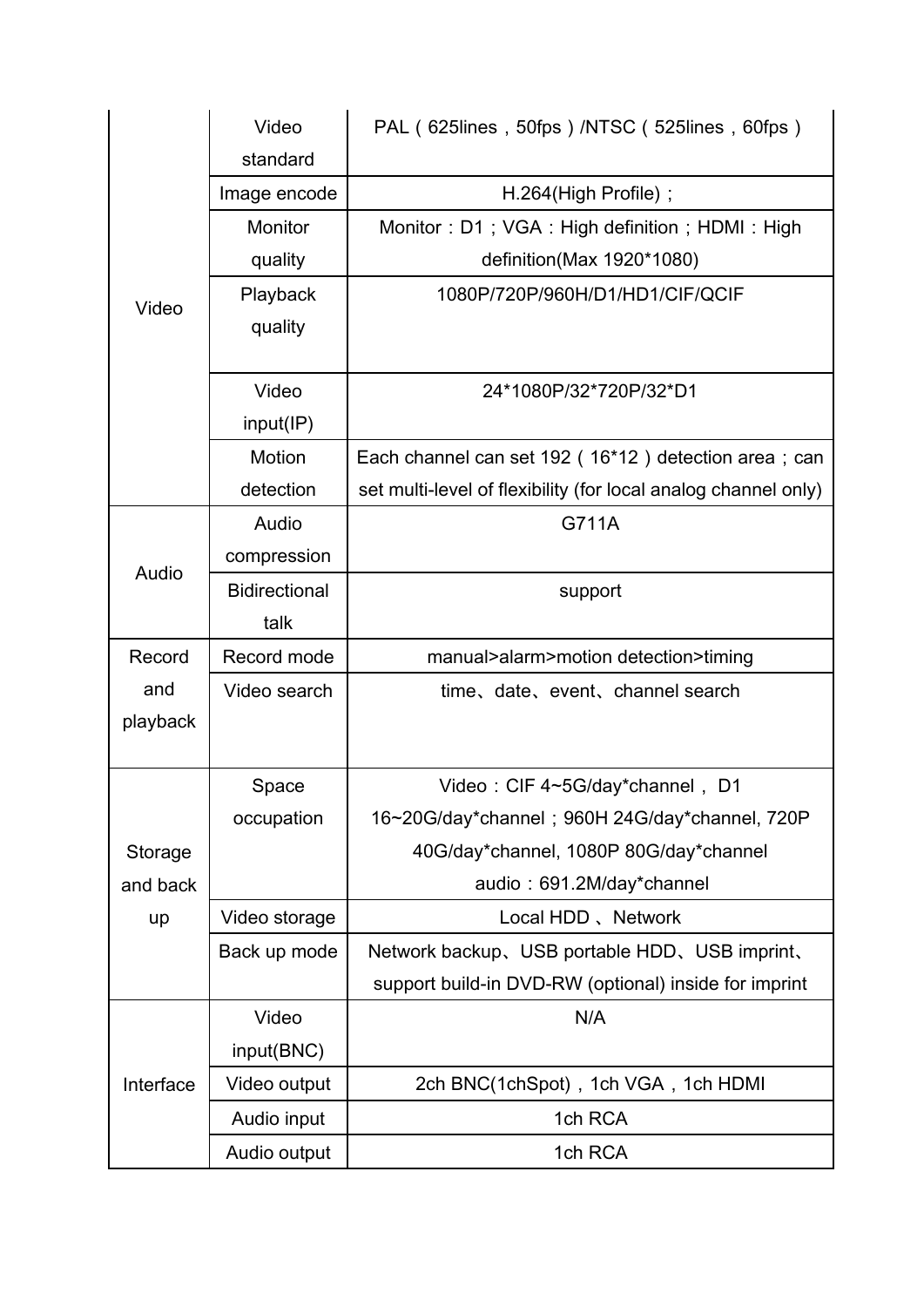| | | |
|---|---|---|
| Video | Video standard | PAL（625lines，50fps）/NTSC（525lines，60fps） |
| | Image encode | H.264(High Profile)； |
| | Monitor quality | Monitor：D1；VGA：High definition；HDMI：High definition(Max 1920*1080) |
| | Playback quality | 1080P/720P/960H/D1/HD1/CIF/QCIF |
| | Video input(IP) | 24*1080P/32*720P/32*D1 |
| | Motion detection | Each channel can set 192（16*12）detection area；can set multi-level of flexibility (for local analog channel only) |
| Audio | Audio compression | G711A |
| | Bidirectional talk | support |
| Record and playback | Record mode | manual>alarm>motion detection>timing |
| | Video search | time、date、event、channel search |
| Storage and back up | Space occupation | Video：CIF 4~5G/day*channel， D1 16~20G/day*channel；960H 24G/day*channel, 720P 40G/day*channel, 1080P 80G/day*channel audio：691.2M/day*channel |
| | Video storage | Local HDD 、Network |
| | Back up mode | Network backup、USB portable HDD、USB imprint、support build-in DVD-RW (optional) inside for imprint |
| Interface | Video input(BNC) | N/A |
| | Video output | 2ch BNC(1chSpot)，1ch VGA，1ch HDMI |
| | Audio input | 1ch RCA |
| | Audio output | 1ch RCA |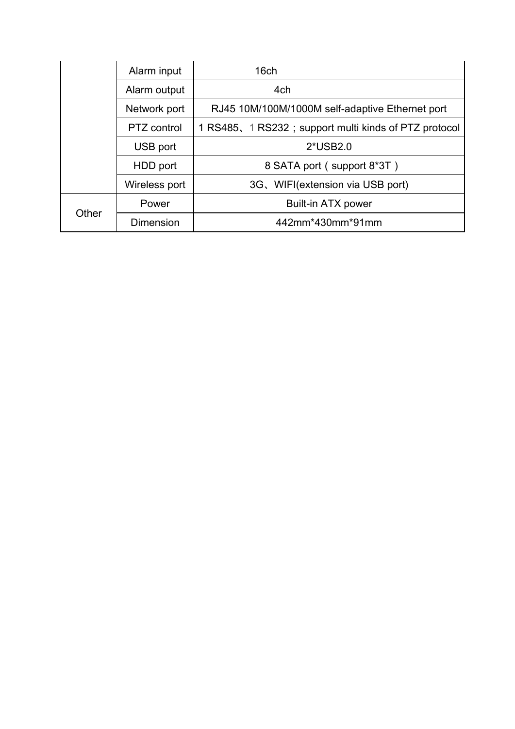| | | |
|---|---|---|
| | Alarm input | 16ch |
| | Alarm output | 4ch |
| | Network port | RJ45 10M/100M/1000M self-adaptive Ethernet port |
| | PTZ control | 1 RS485、1 RS232；support multi kinds of PTZ protocol |
| | USB port | 2*USB2.0 |
| | HDD port | 8 SATA port（support 8*3T） |
| | Wireless port | 3G、WIFI(extension via USB port) |
| Other | Power | Built-in ATX power |
| | Dimension | 442mm*430mm*91mm |